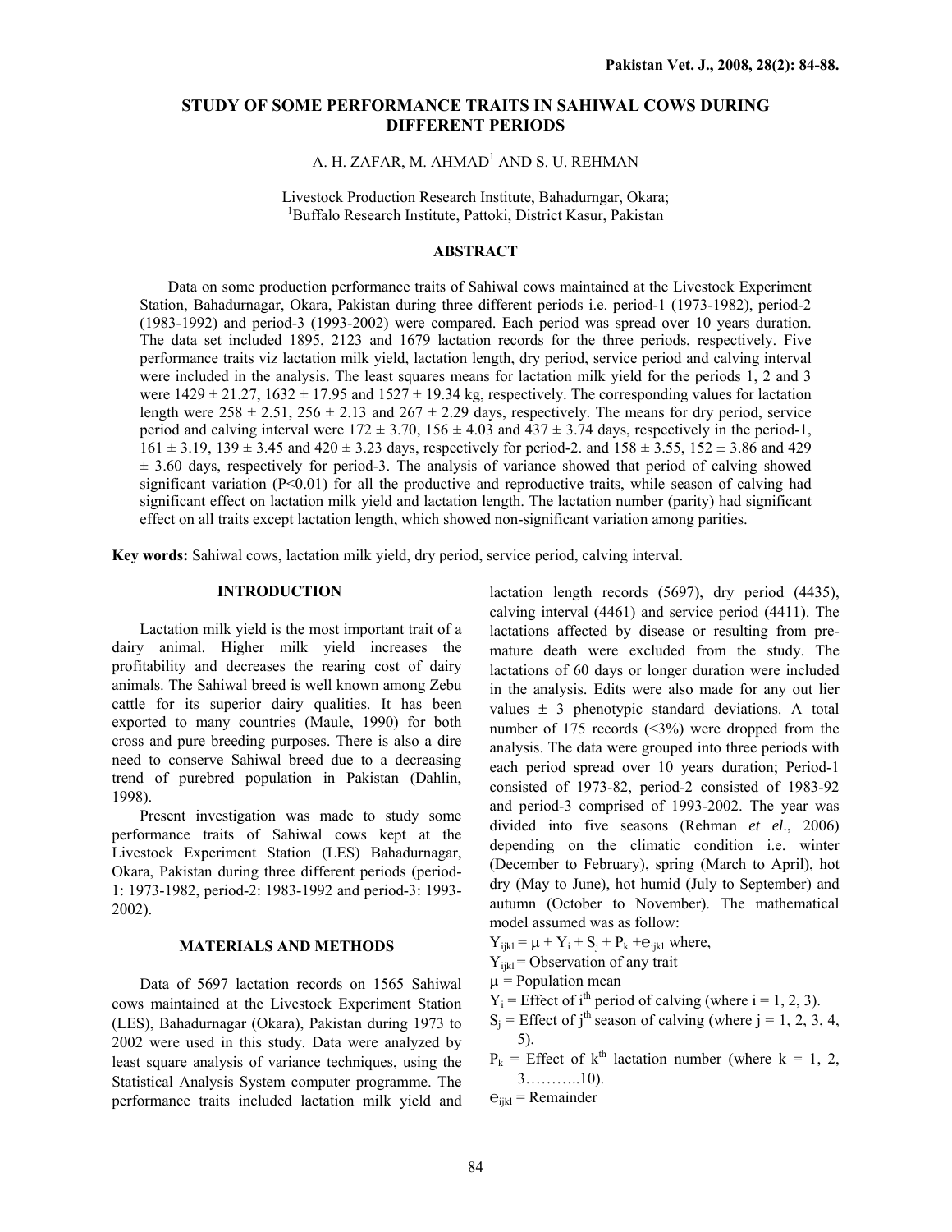# STUDY OF SOME PERFORMANCE TRAITS IN SAHIWAL COWS DURING DIFFERENT PERIODS

A. H. ZAFAR, M. AHMAD[1] AND S. U. REHMAN

Livestock Production Research Institute, Bahadurngar, Okara;
[1]Buffalo Research Institute, Pattoki, District Kasur, Pakistan

## ABSTRACT

Data on some production performance traits of Sahiwal cows maintained at the Livestock Experiment Station, Bahadurnagar, Okara, Pakistan during three different periods i.e. period-1 (1973-1982), period-2 (1983-1992) and period-3 (1993-2002) were compared. Each period was spread over 10 years duration. The data set included 1895, 2123 and 1679 lactation records for the three periods, respectively. Five performance traits viz lactation milk yield, lactation length, dry period, service period and calving interval were included in the analysis. The least squares means for lactation milk yield for the periods 1, 2 and 3 were 1429 ± 21.27, 1632 ± 17.95 and 1527 ± 19.34 kg, respectively. The corresponding values for lactation length were 258 ± 2.51, 256 ± 2.13 and 267 ± 2.29 days, respectively. The means for dry period, service period and calving interval were 172 ± 3.70, 156 ± 4.03 and 437 ± 3.74 days, respectively in the period-1, 161 ± 3.19, 139 ± 3.45 and 420 ± 3.23 days, respectively for period-2. and 158 ± 3.55, 152 ± 3.86 and 429 ± 3.60 days, respectively for period-3. The analysis of variance showed that period of calving showed significant variation ($P<0.01$) for all the productive and reproductive traits, while season of calving had significant effect on lactation milk yield and lactation length. The lactation number (parity) had significant effect on all traits except lactation length, which showed non-significant variation among parities.

**Key words:** Sahiwal cows, lactation milk yield, dry period, service period, calving interval.

## INTRODUCTION

Lactation milk yield is the most important trait of a dairy animal. Higher milk yield increases the profitability and decreases the rearing cost of dairy animals. The Sahiwal breed is well known among Zebu cattle for its superior dairy qualities. It has been exported to many countries (Maule, 1990) for both cross and pure breeding purposes. There is also a dire need to conserve Sahiwal breed due to a decreasing trend of purebred population in Pakistan (Dahlin, 1998).

Present investigation was made to study some performance traits of Sahiwal cows kept at the Livestock Experiment Station (LES) Bahadurnagar, Okara, Pakistan during three different periods (period-1: 1973-1982, period-2: 1983-1992 and period-3: 1993-2002).

## MATERIALS AND METHODS

Data of 5697 lactation records on 1565 Sahiwal cows maintained at the Livestock Experiment Station (LES), Bahadurnagar (Okara), Pakistan during 1973 to 2002 were used in this study. Data were analyzed by least square analysis of variance techniques, using the Statistical Analysis System computer programme. The performance traits included lactation milk yield and lactation length records (5697), dry period (4435), calving interval (4461) and service period (4411). The lactations affected by disease or resulting from premature death were excluded from the study. The lactations of 60 days or longer duration were included in the analysis. Edits were also made for any out lier values ± 3 phenotypic standard deviations. A total number of 175 records (<3%) were dropped from the analysis. The data were grouped into three periods with each period spread over 10 years duration; Period-1 consisted of 1973-82, period-2 consisted of 1983-92 and period-3 comprised of 1993-2002. The year was divided into five seasons (Rehman *et el*., 2006) depending on the climatic condition i.e. winter (December to February), spring (March to April), hot dry (May to June), hot humid (July to September) and autumn (October to November). The mathematical model assumed was as follow:

$Y_{ijkl} = \mu + Y_i + S_j + P_k + e_{ijkl}$ where,

$Y_{ijkl}$ = Observation of any trait

$\mu$ = Population mean

$Y_i$ = Effect of $i^{th}$ period of calving (where i = 1, 2, 3).

$S_j$ = Effect of $j^{th}$ season of calving (where j = 1, 2, 3, 4, 5).

$P_k$ = Effect of $k^{th}$ lactation number (where k = 1, 2, 3………..10).

$e_{ijkl}$ = Remainder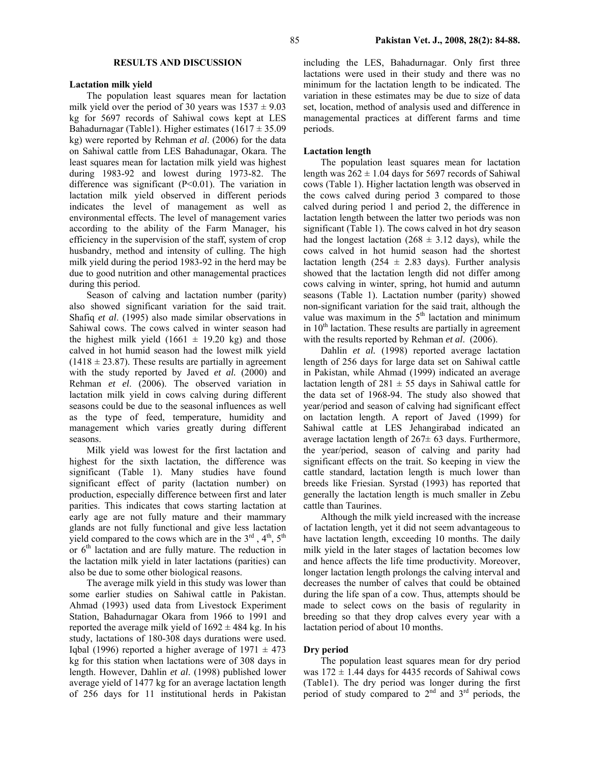## RESULTS AND DISCUSSION

### Lactation milk yield

The population least squares mean for lactation milk yield over the period of 30 years was 1537 ± 9.03 kg for 5697 records of Sahiwal cows kept at LES Bahadurnagar (Table1). Higher estimates (1617 ± 35.09 kg) were reported by Rehman *et al*. (2006) for the data on Sahiwal cattle from LES Bahadunagar, Okara. The least squares mean for lactation milk yield was highest during 1983-92 and lowest during 1973-82. The difference was significant (P<0.01). The variation in lactation milk yield observed in different periods indicates the level of management as well as environmental effects. The level of management varies according to the ability of the Farm Manager, his efficiency in the supervision of the staff, system of crop husbandry, method and intensity of culling. The high milk yield during the period 1983-92 in the herd may be due to good nutrition and other managemental practices during this period.

Season of calving and lactation number (parity) also showed significant variation for the said trait. Shafiq *et al*. (1995) also made similar observations in Sahiwal cows. The cows calved in winter season had the highest milk yield (1661 ± 19.20 kg) and those calved in hot humid season had the lowest milk yield (1418 ± 23.87). These results are partially in agreement with the study reported by Javed *et al.* (2000) and Rehman *et el*. (2006). The observed variation in lactation milk yield in cows calving during different seasons could be due to the seasonal influences as well as the type of feed, temperature, humidity and management which varies greatly during different seasons.

Milk yield was lowest for the first lactation and highest for the sixth lactation, the difference was significant (Table 1). Many studies have found significant effect of parity (lactation number) on production, especially difference between first and later parities. This indicates that cows starting lactation at early age are not fully mature and their mammary glands are not fully functional and give less lactation yield compared to the cows which are in the 3rd , 4th, 5th or 6th lactation and are fully mature. The reduction in the lactation milk yield in later lactations (parities) can also be due to some other biological reasons.

The average milk yield in this study was lower than some earlier studies on Sahiwal cattle in Pakistan. Ahmad (1993) used data from Livestock Experiment Station, Bahadurnagar Okara from 1966 to 1991 and reported the average milk yield of 1692 ± 484 kg. In his study, lactations of 180-308 days durations were used. Iqbal (1996) reported a higher average of 1971 ± 473 kg for this station when lactations were of 308 days in length. However, Dahlin *et al*. (1998) published lower average yield of 1477 kg for an average lactation length of 256 days for 11 institutional herds in Pakistan including the LES, Bahadurnagar. Only first three lactations were used in their study and there was no minimum for the lactation length to be indicated. The variation in these estimates may be due to size of data set, location, method of analysis used and difference in managemental practices at different farms and time periods.

### Lactation length

The population least squares mean for lactation length was 262 ± 1.04 days for 5697 records of Sahiwal cows (Table 1). Higher lactation length was observed in the cows calved during period 3 compared to those calved during period 1 and period 2, the difference in lactation length between the latter two periods was non significant (Table 1). The cows calved in hot dry season had the longest lactation (268 ± 3.12 days), while the cows calved in hot humid season had the shortest lactation length (254 ± 2.83 days). Further analysis showed that the lactation length did not differ among cows calving in winter, spring, hot humid and autumn seasons (Table 1). Lactation number (parity) showed non-significant variation for the said trait, although the value was maximum in the 5th lactation and minimum in 10th lactation. These results are partially in agreement with the results reported by Rehman *et al*. (2006).

Dahlin *et al.* (1998) reported average lactation length of 256 days for large data set on Sahiwal cattle in Pakistan, while Ahmad (1999) indicated an average lactation length of 281 ± 55 days in Sahiwal cattle for the data set of 1968-94. The study also showed that year/period and season of calving had significant effect on lactation length. A report of Javed (1999) for Sahiwal cattle at LES Jehangirabad indicated an average lactation length of 267± 63 days. Furthermore, the year/period, season of calving and parity had significant effects on the trait. So keeping in view the cattle standard, lactation length is much lower than breeds like Friesian. Syrstad (1993) has reported that generally the lactation length is much smaller in Zebu cattle than Taurines.

Although the milk yield increased with the increase of lactation length, yet it did not seem advantageous to have lactation length, exceeding 10 months. The daily milk yield in the later stages of lactation becomes low and hence affects the life time productivity. Moreover, longer lactation length prolongs the calving interval and decreases the number of calves that could be obtained during the life span of a cow. Thus, attempts should be made to select cows on the basis of regularity in breeding so that they drop calves every year with a lactation period of about 10 months.

### Dry period

The population least squares mean for dry period was 172 ± 1.44 days for 4435 records of Sahiwal cows (Table1). The dry period was longer during the first period of study compared to 2nd and 3rd periods, the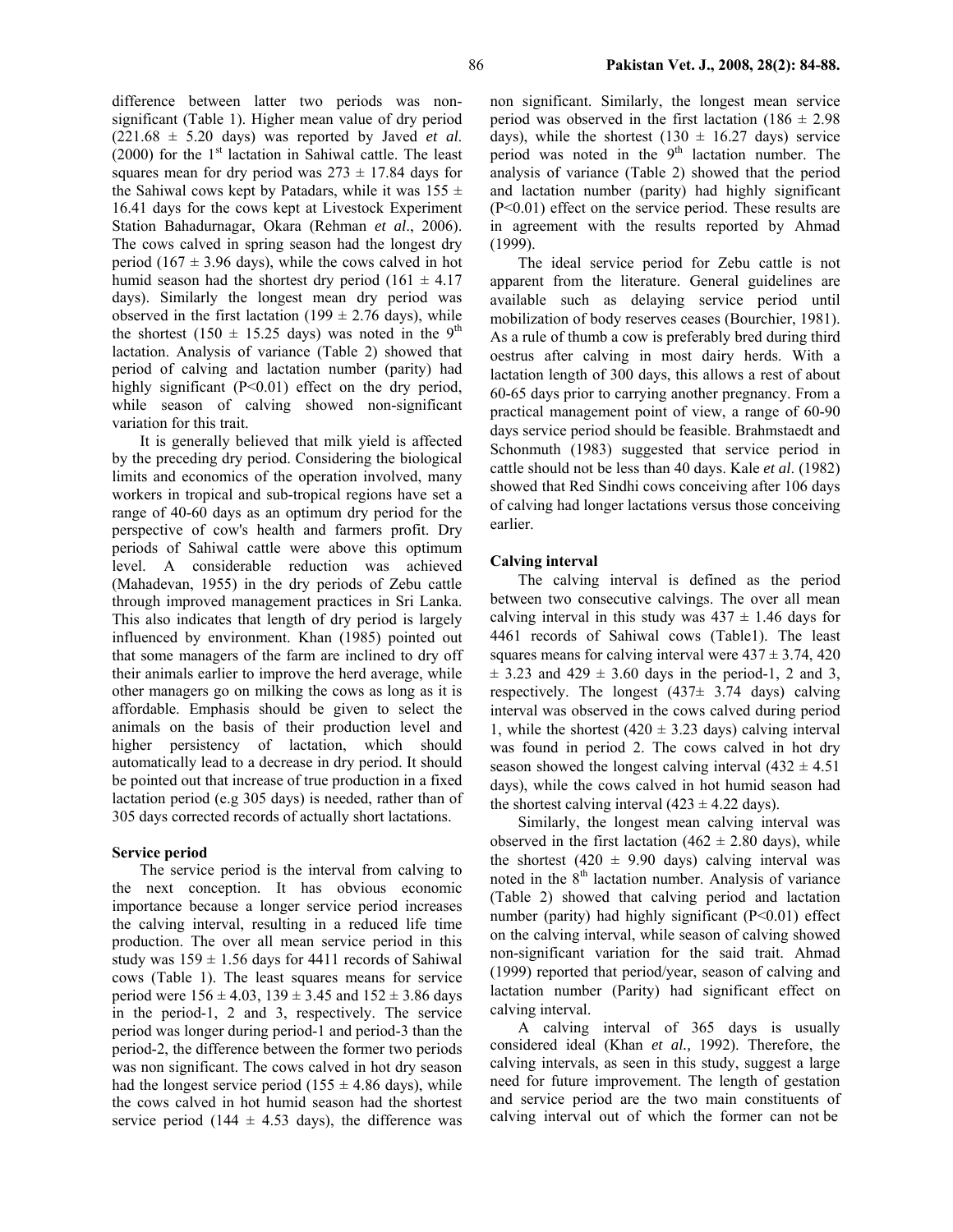difference between latter two periods was non-significant (Table 1). Higher mean value of dry period (221.68 ± 5.20 days) was reported by Javed *et al.* (2000) for the 1st lactation in Sahiwal cattle. The least squares mean for dry period was 273 ± 17.84 days for the Sahiwal cows kept by Patadars, while it was 155 ± 16.41 days for the cows kept at Livestock Experiment Station Bahadurnagar, Okara (Rehman *et al*., 2006). The cows calved in spring season had the longest dry period (167 ± 3.96 days), while the cows calved in hot humid season had the shortest dry period (161 ± 4.17 days). Similarly the longest mean dry period was observed in the first lactation (199 ± 2.76 days), while the shortest (150 ± 15.25 days) was noted in the 9th lactation. Analysis of variance (Table 2) showed that period of calving and lactation number (parity) had highly significant ($P<0.01$) effect on the dry period, while season of calving showed non-significant variation for this trait.

It is generally believed that milk yield is affected by the preceding dry period. Considering the biological limits and economics of the operation involved, many workers in tropical and sub-tropical regions have set a range of 40-60 days as an optimum dry period for the perspective of cow's health and farmers profit. Dry periods of Sahiwal cattle were above this optimum level. A considerable reduction was achieved (Mahadevan, 1955) in the dry periods of Zebu cattle through improved management practices in Sri Lanka. This also indicates that length of dry period is largely influenced by environment. Khan (1985) pointed out that some managers of the farm are inclined to dry off their animals earlier to improve the herd average, while other managers go on milking the cows as long as it is affordable. Emphasis should be given to select the animals on the basis of their production level and higher persistency of lactation, which should automatically lead to a decrease in dry period. It should be pointed out that increase of true production in a fixed lactation period (e.g 305 days) is needed, rather than of 305 days corrected records of actually short lactations.

**Service period**

The service period is the interval from calving to the next conception. It has obvious economic importance because a longer service period increases the calving interval, resulting in a reduced life time production. The over all mean service period in this study was 159 ± 1.56 days for 4411 records of Sahiwal cows (Table 1). The least squares means for service period were 156 ± 4.03, 139 ± 3.45 and 152 ± 3.86 days in the period-1, 2 and 3, respectively. The service period was longer during period-1 and period-3 than the period-2, the difference between the former two periods was non significant. The cows calved in hot dry season had the longest service period (155 ± 4.86 days), while the cows calved in hot humid season had the shortest service period (144 ± 4.53 days), the difference was non significant. Similarly, the longest mean service period was observed in the first lactation (186 ± 2.98 days), while the shortest (130 ± 16.27 days) service period was noted in the 9th lactation number. The analysis of variance (Table 2) showed that the period and lactation number (parity) had highly significant ($P<0.01$) effect on the service period. These results are in agreement with the results reported by Ahmad (1999).

The ideal service period for Zebu cattle is not apparent from the literature. General guidelines are available such as delaying service period until mobilization of body reserves ceases (Bourchier, 1981). As a rule of thumb a cow is preferably bred during third oestrus after calving in most dairy herds. With a lactation length of 300 days, this allows a rest of about 60-65 days prior to carrying another pregnancy. From a practical management point of view, a range of 60-90 days service period should be feasible. Brahmstaedt and Schonmuth (1983) suggested that service period in cattle should not be less than 40 days. Kale *et al*. (1982) showed that Red Sindhi cows conceiving after 106 days of calving had longer lactations versus those conceiving earlier.

**Calving interval**

The calving interval is defined as the period between two consecutive calvings. The over all mean calving interval in this study was 437 ± 1.46 days for 4461 records of Sahiwal cows (Table1). The least squares means for calving interval were 437 ± 3.74, 420 ± 3.23 and 429 ± 3.60 days in the period-1, 2 and 3, respectively. The longest (437± 3.74 days) calving interval was observed in the cows calved during period 1, while the shortest (420 ± 3.23 days) calving interval was found in period 2. The cows calved in hot dry season showed the longest calving interval (432 ± 4.51 days), while the cows calved in hot humid season had the shortest calving interval (423 ± 4.22 days).

Similarly, the longest mean calving interval was observed in the first lactation (462 ± 2.80 days), while the shortest (420 ± 9.90 days) calving interval was noted in the 8th lactation number. Analysis of variance (Table 2) showed that calving period and lactation number (parity) had highly significant ($P<0.01$) effect on the calving interval, while season of calving showed non-significant variation for the said trait. Ahmad (1999) reported that period/year, season of calving and lactation number (Parity) had significant effect on calving interval.

A calving interval of 365 days is usually considered ideal (Khan *et al.,* 1992). Therefore, the calving intervals, as seen in this study, suggest a large need for future improvement. The length of gestation and service period are the two main constituents of calving interval out of which the former can not be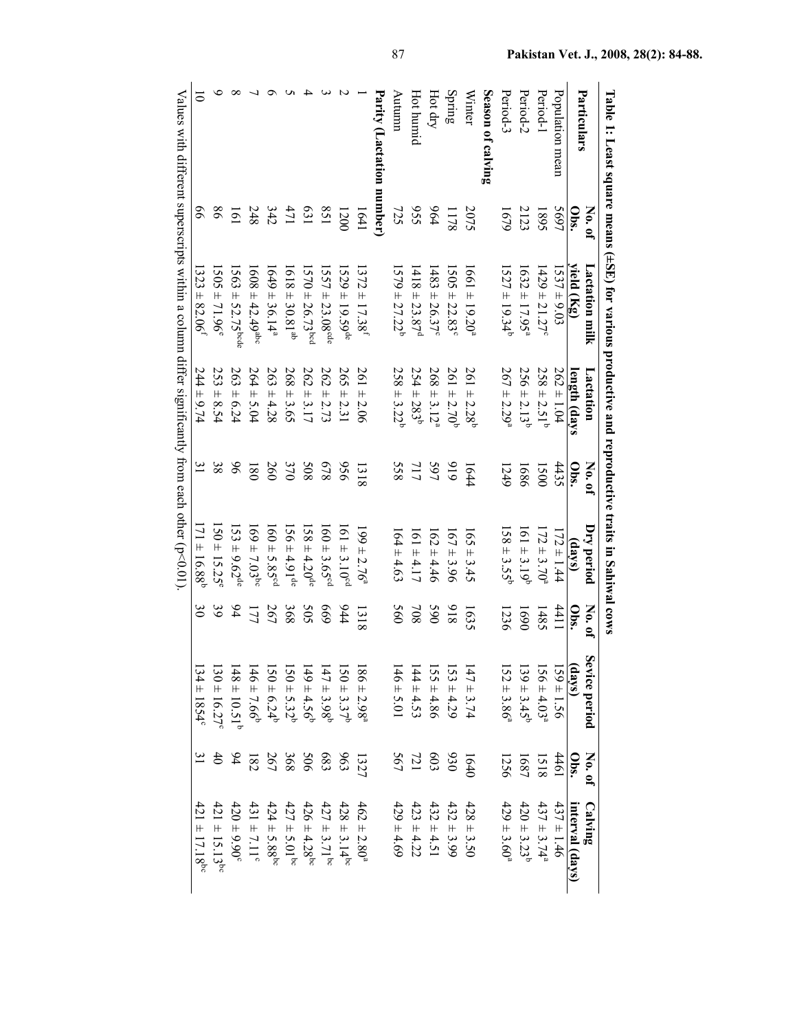**Table 1: Least square means (±SE) for various productive and reproductive traits in Sahiwal cows**

| Particulars | No. of Obs. | Lactation milk yield (Kg) | Lactation length (days | No. of Obs. | Dry period (days) | No. of Obs. | Sevice period (days) | No. of Obs. | Calving interval (days) |
|---|---|---|---|---|---|---|---|---|---|
| Population mean | 5697 | 1537 ± 9.03 | 262 ± 1.04 | 4435 | 172 ± 1.44 | 4411 | 159 ± 1.56 | 4461 | 437 ± 1.46 |
| Period-1 | 1895 | 1429 ± 21.27[c] | 258 ± 2.51[b] | 1500 | 172 ± 3.70[a] | 1485 | 156 ± 4.03[a] | 1518 | 437 ± 3.74[a] |
| Period-2 | 2123 | 1632 ± 17.95[a] | 256 ± 2.13[b] | 1686 | 161 ± 3.19[b] | 1690 | 139 ± 3.45[b] | 1687 | 420 ± 3.23[b] |
| Period-3 | 1679 | 1527 ± 19.34[b] | 267 ± 2.29[a] | 1249 | 158 ± 3.55[b] | 1236 | 152 ± 3.86[a] | 1256 | 429 ± 3.60[a] |
| **Season of calving** | | | | | | | | | |
| Winter | 2075 | 1661 ± 19.20[a] | 261 ± 2.28[b] | 1644 | 165 ± 3.45 | 1635 | 147 ± 3.74 | 1640 | 428 ± 3.50 |
| Spring | 1178 | 1505 ± 22.83[c] | 261 ± 2.70[b] | 919 | 167 ± 3.96 | 918 | 153 ± 4.29 | 930 | 432 ± 3.99 |
| Hot dry | 964 | 1483 ± 26.37[c] | 268 ± 3.12[a] | 597 | 162 ± 4.46 | 590 | 155 ± 4.86 | 603 | 432 ± 4.51 |
| Hot humid | 955 | 1418 ± 23.87[d] | 254 ± 283[b] | 717 | 161 ± 4.17 | 708 | 144 ± 4.53 | 721 | 423 ± 4.22 |
| Autumn | 725 | 1579 ± 27.22[b] | 258 ± 3.22[b] | 558 | 164 ± 4.63 | 560 | 146 ± 5.01 | 567 | 429 ± 4.69 |
| **Parity (Lactation number)** | | | | | | | | | |
| 1 | 1641 | 1372 ± 17.38[f] | 261 ± 2.06 | 1318 | 199 ± 2.76[a] | 1318 | 186 ± 2.98[a] | 1327 | 462 ± 2.80[a] |
| 2 | 1200 | 1529 ± 19.59[de] | 265 ± 2.31 | 956 | 161 ± 3.10[cd] | 944 | 150 ± 3.37[b] | 963 | 428 ± 3.14[bc] |
| 3 | 851 | 1557 ± 23.08[cde] | 262 ± 2.73 | 678 | 160 ± 3.65[cd] | 669 | 147 ± 3.98[b] | 683 | 427 ± 3.71[bc] |
| 4 | 631 | 1570 ± 26.73[bcd] | 262 ± 3.17 | 508 | 158 ± 4.20[de] | 505 | 149 ± 4.56[b] | 506 | 426 ± 4.28[bc] |
| 5 | 471 | 1618 ± 30.81[ab] | 268 ± 3.65 | 370 | 156 ± 4.91[de] | 368 | 150 ± 5.32[b] | 368 | 427 ± 5.01[bc] |
| 6 | 342 | 1649 ± 36.14[a] | 263 ± 4.28 | 260 | 160 ± 5.85[cd] | 267 | 150 ± 6.24[b] | 267 | 424 ± 5.88[bc] |
| 7 | 248 | 1608 ± 42.49[abc] | 264 ± 5.04 | 180 | 169 ± 7.03[bc] | 177 | 146 ± 7.66[b] | 182 | 431 ± 7.11[c] |
| 8 | 161 | 1563 ± 52.75[bcde] | 263 ± 6.24 | 96 | 153 ± 9.62[de] | 94 | 148 ± 10.51[b] | 94 | 420 ± 9.90[c] |
| 9 | 86 | 1505 ± 71.96[e] | 253 ± 8.54 | 38 | 150 ± 15.25[e] | 39 | 130 ± 16.27[c] | 40 | 421 ± 15.13[bc] |
| 10 | 66 | 1323 ± 82.06[f] | 244 ± 9.74 | 31 | 171 ± 16.88[b] | 30 | 134 ± 1854[c] | 31 | 421 ± 17.18[bc] |

Values with different superscripts within a column differ significantly from each other (p<0.01).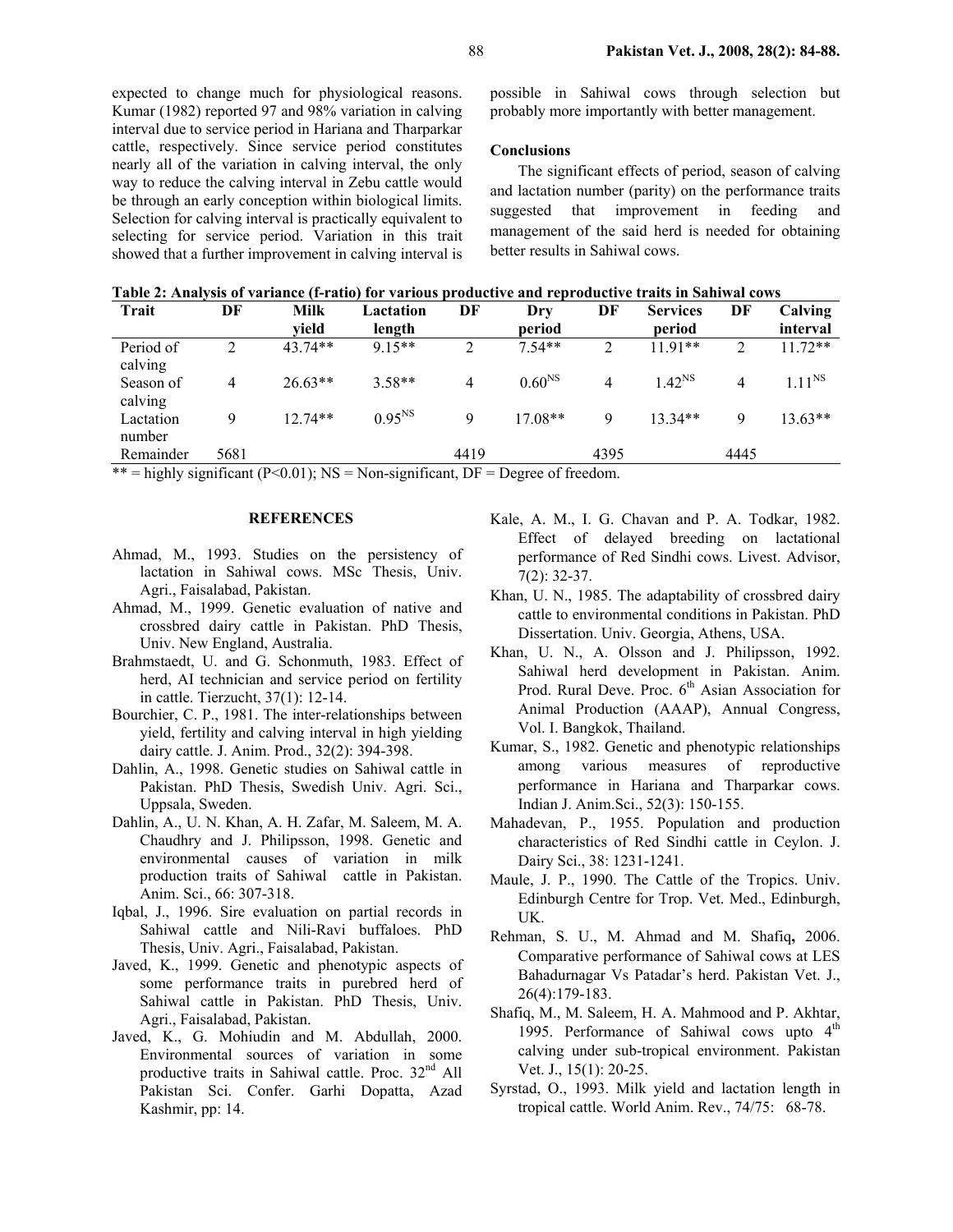expected to change much for physiological reasons. Kumar (1982) reported 97 and 98% variation in calving interval due to service period in Hariana and Tharparkar cattle, respectively. Since service period constitutes nearly all of the variation in calving interval, the only way to reduce the calving interval in Zebu cattle would be through an early conception within biological limits. Selection for calving interval is practically equivalent to selecting for service period. Variation in this trait showed that a further improvement in calving interval is possible in Sahiwal cows through selection but probably more importantly with better management.

## Conclusions

The significant effects of period, season of calving and lactation number (parity) on the performance traits suggested that improvement in feeding and management of the said herd is needed for obtaining better results in Sahiwal cows.

**Table 2: Analysis of variance (f-ratio) for various productive and reproductive traits in Sahiwal cows**

| Trait | DF | Milk yield | Lactation length | DF | Dry period | DF | Services period | DF | Calving interval |
|---|---|---|---|---|---|---|---|---|---|
| Period of calving | 2 | 43.74** | 9.15** | 2 | 7.54** | 2 | 11.91** | 2 | 11.72** |
| Season of calving | 4 | 26.63** | 3.58** | 4 | $0.60^{NS}$ | 4 | $1.42^{NS}$ | 4 | $1.11^{NS}$ |
| Lactation number | 9 | 12.74** | $0.95^{NS}$ | 9 | 17.08** | 9 | 13.34** | 9 | 13.63** |
| Remainder | 5681 | | | 4419 | | 4395 | | 4445 | |

** = highly significant (P<0.01); NS = Non-significant, DF = Degree of freedom.

## REFERENCES

Ahmad, M., 1993. Studies on the persistency of lactation in Sahiwal cows. MSc Thesis, Univ. Agri., Faisalabad, Pakistan.

Ahmad, M., 1999. Genetic evaluation of native and crossbred dairy cattle in Pakistan. PhD Thesis, Univ. New England, Australia.

Brahmstaedt, U. and G. Schonmuth, 1983. Effect of herd, AI technician and service period on fertility in cattle. Tierzucht, 37(1): 12-14.

Bourchier, C. P., 1981. The inter-relationships between yield, fertility and calving interval in high yielding dairy cattle. J. Anim. Prod., 32(2): 394-398.

Dahlin, A., 1998. Genetic studies on Sahiwal cattle in Pakistan. PhD Thesis, Swedish Univ. Agri. Sci., Uppsala, Sweden.

Dahlin, A., U. N. Khan, A. H. Zafar, M. Saleem, M. A. Chaudhry and J. Philipsson, 1998. Genetic and environmental causes of variation in milk production traits of Sahiwal cattle in Pakistan. Anim. Sci., 66: 307-318.

Iqbal, J., 1996. Sire evaluation on partial records in Sahiwal cattle and Nili-Ravi buffaloes. PhD Thesis, Univ. Agri., Faisalabad, Pakistan.

Javed, K., 1999. Genetic and phenotypic aspects of some performance traits in purebred herd of Sahiwal cattle in Pakistan. PhD Thesis, Univ. Agri., Faisalabad, Pakistan.

Javed, K., G. Mohiudin and M. Abdullah, 2000. Environmental sources of variation in some productive traits in Sahiwal cattle. Proc. 32nd All Pakistan Sci. Confer. Garhi Dopatta, Azad Kashmir, pp: 14.

Kale, A. M., I. G. Chavan and P. A. Todkar, 1982. Effect of delayed breeding on lactational performance of Red Sindhi cows. Livest. Advisor, 7(2): 32-37.

Khan, U. N., 1985. The adaptability of crossbred dairy cattle to environmental conditions in Pakistan. PhD Dissertation. Univ. Georgia, Athens, USA.

Khan, U. N., A. Olsson and J. Philipsson, 1992. Sahiwal herd development in Pakistan. Anim. Prod. Rural Deve. Proc. 6th Asian Association for Animal Production (AAAP), Annual Congress, Vol. I. Bangkok, Thailand.

Kumar, S., 1982. Genetic and phenotypic relationships among various measures of reproductive performance in Hariana and Tharparkar cows. Indian J. Anim.Sci., 52(3): 150-155.

Mahadevan, P., 1955. Population and production characteristics of Red Sindhi cattle in Ceylon. J. Dairy Sci., 38: 1231-1241.

Maule, J. P., 1990. The Cattle of the Tropics. Univ. Edinburgh Centre for Trop. Vet. Med., Edinburgh, UK.

Rehman, S. U., M. Ahmad and M. Shafiq**,** 2006. Comparative performance of Sahiwal cows at LES Bahadurnagar Vs Patadar's herd. Pakistan Vet. J., 26(4):179-183.

Shafiq, M., M. Saleem, H. A. Mahmood and P. Akhtar, 1995. Performance of Sahiwal cows upto 4th calving under sub-tropical environment. Pakistan Vet. J., 15(1): 20-25.

Syrstad, O., 1993. Milk yield and lactation length in tropical cattle. World Anim. Rev., 74/75: 68-78.